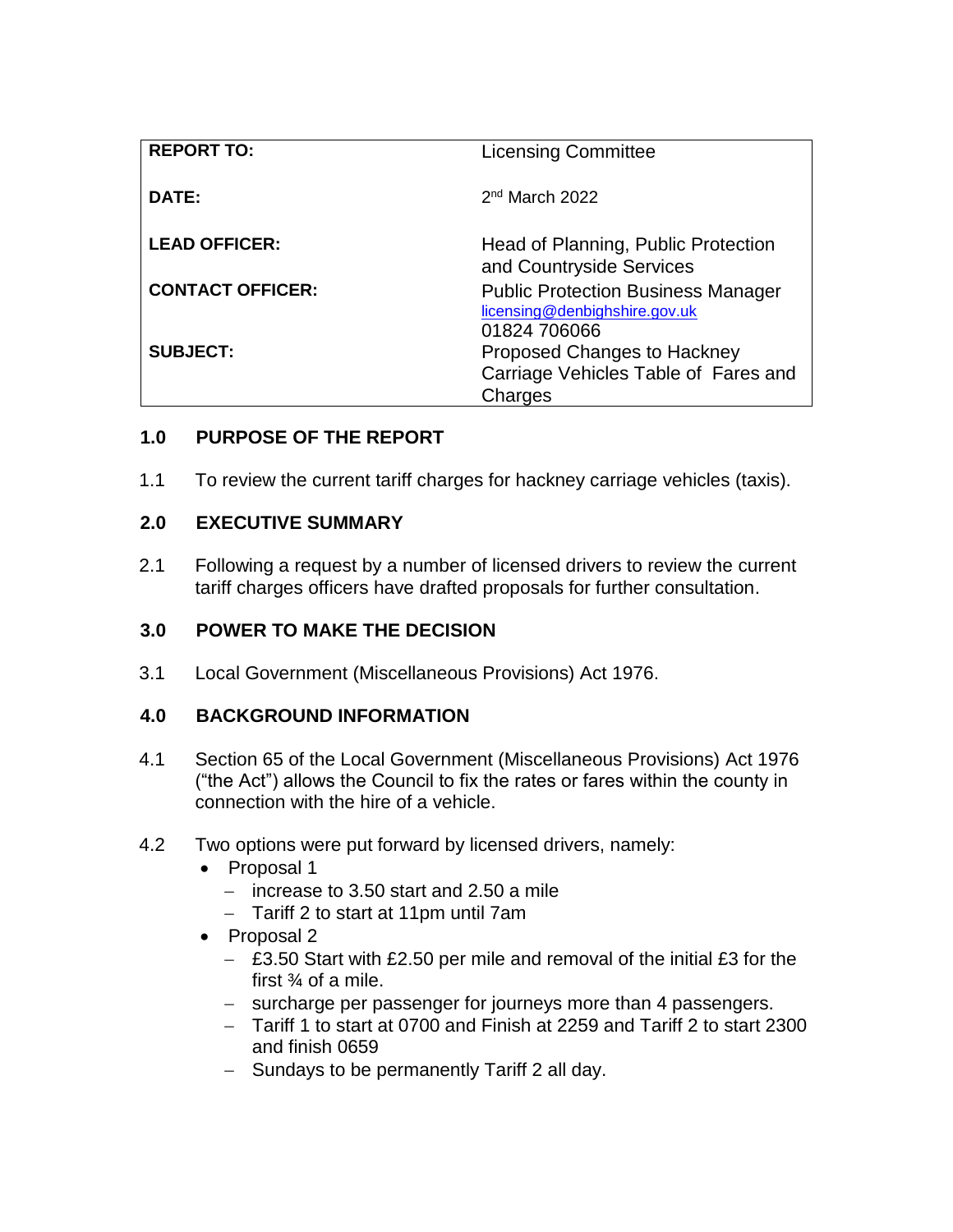| | |
|---|---|
| **REPORT TO:** | Licensing Committee |
| **DATE:** | 2nd March 2022 |
| **LEAD OFFICER:** | Head of Planning, Public Protection and Countryside Services |
| **CONTACT OFFICER:** | Public Protection Business Manager<br>licensing@denbighshire.gov.uk<br>01824 706066 |
| **SUBJECT:** | Proposed Changes to Hackney Carriage Vehicles Table of Fares and Charges |

## 1.0 PURPOSE OF THE REPORT

1.1 To review the current tariff charges for hackney carriage vehicles (taxis).

## 2.0 EXECUTIVE SUMMARY

2.1 Following a request by a number of licensed drivers to review the current tariff charges officers have drafted proposals for further consultation.

## 3.0 POWER TO MAKE THE DECISION

3.1 Local Government (Miscellaneous Provisions) Act 1976.

## 4.0 BACKGROUND INFORMATION

4.1 Section 65 of the Local Government (Miscellaneous Provisions) Act 1976 ("the Act") allows the Council to fix the rates or fares within the county in connection with the hire of a vehicle.

4.2 Two options were put forward by licensed drivers, namely:

- Proposal 1
  - increase to 3.50 start and 2.50 a mile
  - Tariff 2 to start at 11pm until 7am
- Proposal 2
  - £3.50 Start with £2.50 per mile and removal of the initial £3 for the first ¾ of a mile.
  - surcharge per passenger for journeys more than 4 passengers.
  - Tariff 1 to start at 0700 and Finish at 2259 and Tariff 2 to start 2300 and finish 0659
  - Sundays to be permanently Tariff 2 all day.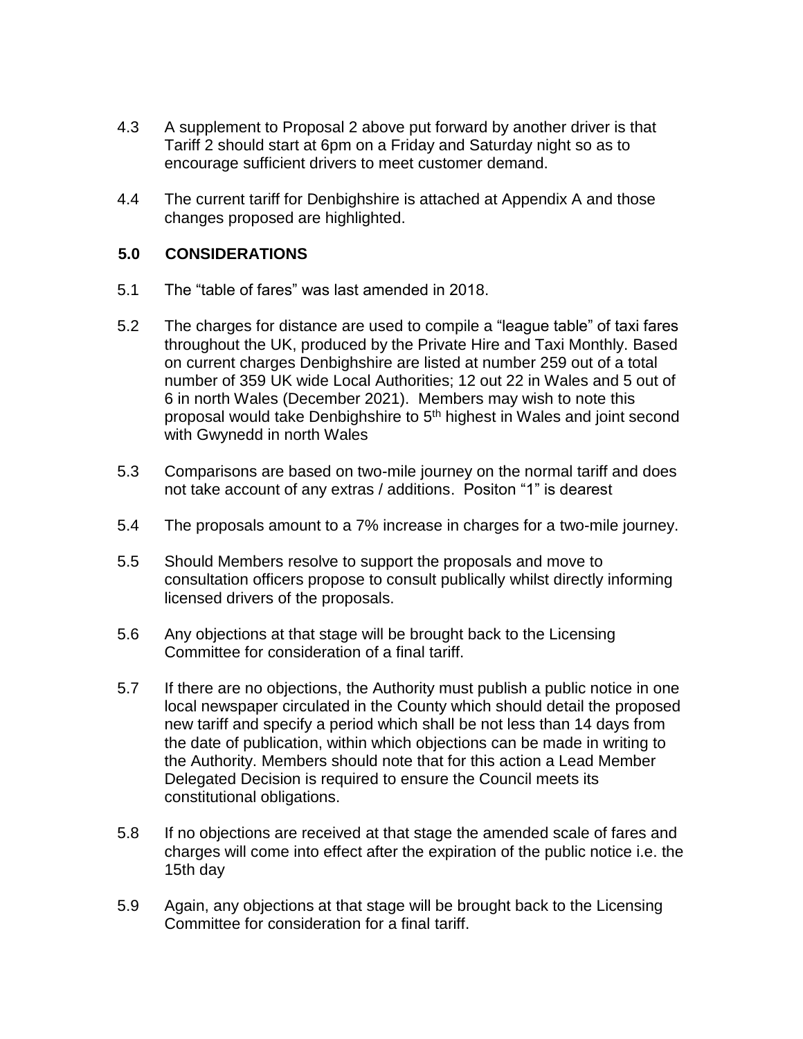4.3 A supplement to Proposal 2 above put forward by another driver is that Tariff 2 should start at 6pm on a Friday and Saturday night so as to encourage sufficient drivers to meet customer demand.

4.4 The current tariff for Denbighshire is attached at Appendix A and those changes proposed are highlighted.

## 5.0 CONSIDERATIONS

5.1 The "table of fares" was last amended in 2018.

5.2 The charges for distance are used to compile a "league table" of taxi fares throughout the UK, produced by the Private Hire and Taxi Monthly. Based on current charges Denbighshire are listed at number 259 out of a total number of 359 UK wide Local Authorities; 12 out 22 in Wales and 5 out of 6 in north Wales (December 2021). Members may wish to note this proposal would take Denbighshire to 5th highest in Wales and joint second with Gwynedd in north Wales

5.3 Comparisons are based on two-mile journey on the normal tariff and does not take account of any extras / additions. Positon "1" is dearest

5.4 The proposals amount to a 7% increase in charges for a two-mile journey.

5.5 Should Members resolve to support the proposals and move to consultation officers propose to consult publically whilst directly informing licensed drivers of the proposals.

5.6 Any objections at that stage will be brought back to the Licensing Committee for consideration of a final tariff.

5.7 If there are no objections, the Authority must publish a public notice in one local newspaper circulated in the County which should detail the proposed new tariff and specify a period which shall be not less than 14 days from the date of publication, within which objections can be made in writing to the Authority. Members should note that for this action a Lead Member Delegated Decision is required to ensure the Council meets its constitutional obligations.

5.8 If no objections are received at that stage the amended scale of fares and charges will come into effect after the expiration of the public notice i.e. the 15th day

5.9 Again, any objections at that stage will be brought back to the Licensing Committee for consideration for a final tariff.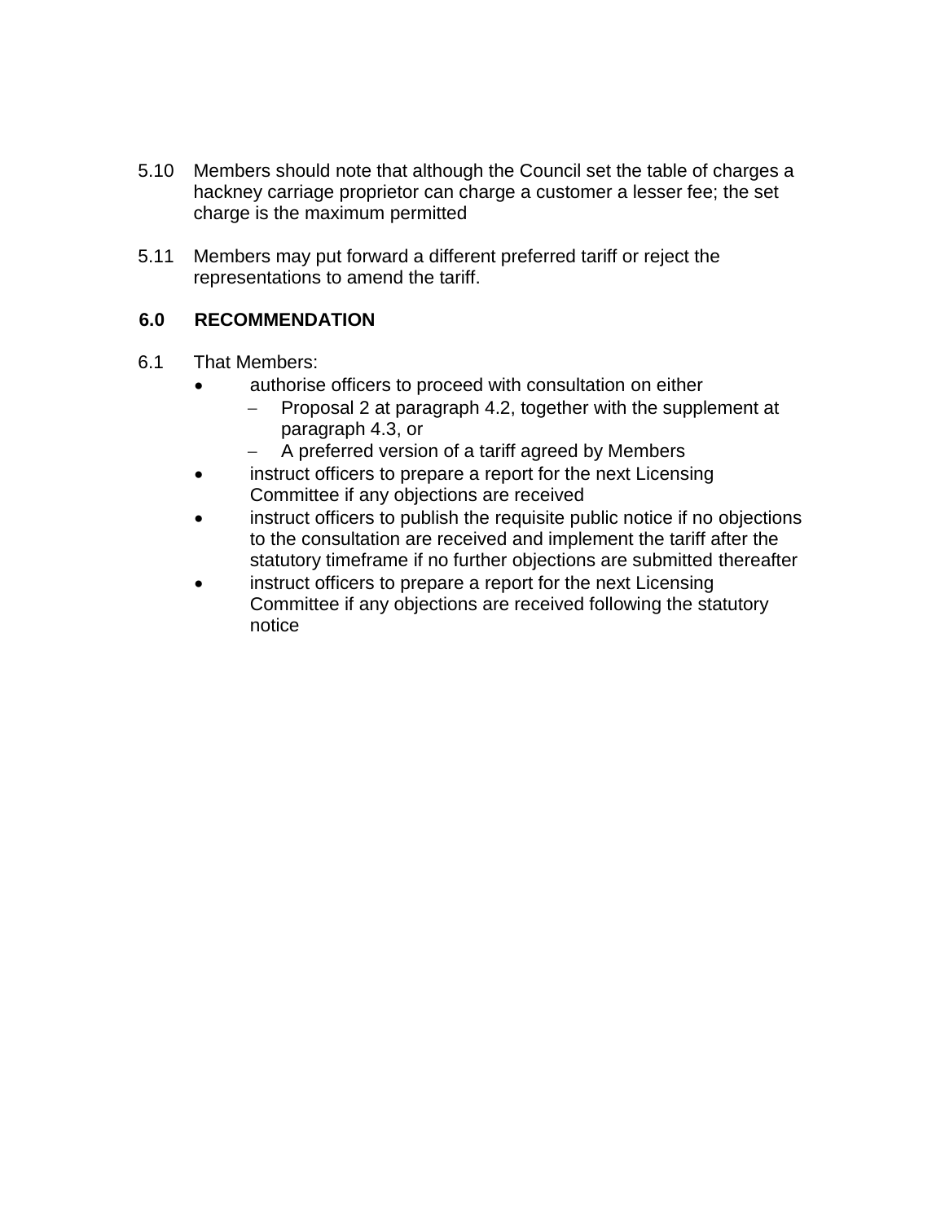5.10 Members should note that although the Council set the table of charges a hackney carriage proprietor can charge a customer a lesser fee; the set charge is the maximum permitted

5.11 Members may put forward a different preferred tariff or reject the representations to amend the tariff.

## 6.0 RECOMMENDATION

6.1 That Members:

- authorise officers to proceed with consultation on either
  - Proposal 2 at paragraph 4.2, together with the supplement at paragraph 4.3, or
  - A preferred version of a tariff agreed by Members
- instruct officers to prepare a report for the next Licensing Committee if any objections are received
- instruct officers to publish the requisite public notice if no objections to the consultation are received and implement the tariff after the statutory timeframe if no further objections are submitted thereafter
- instruct officers to prepare a report for the next Licensing Committee if any objections are received following the statutory notice